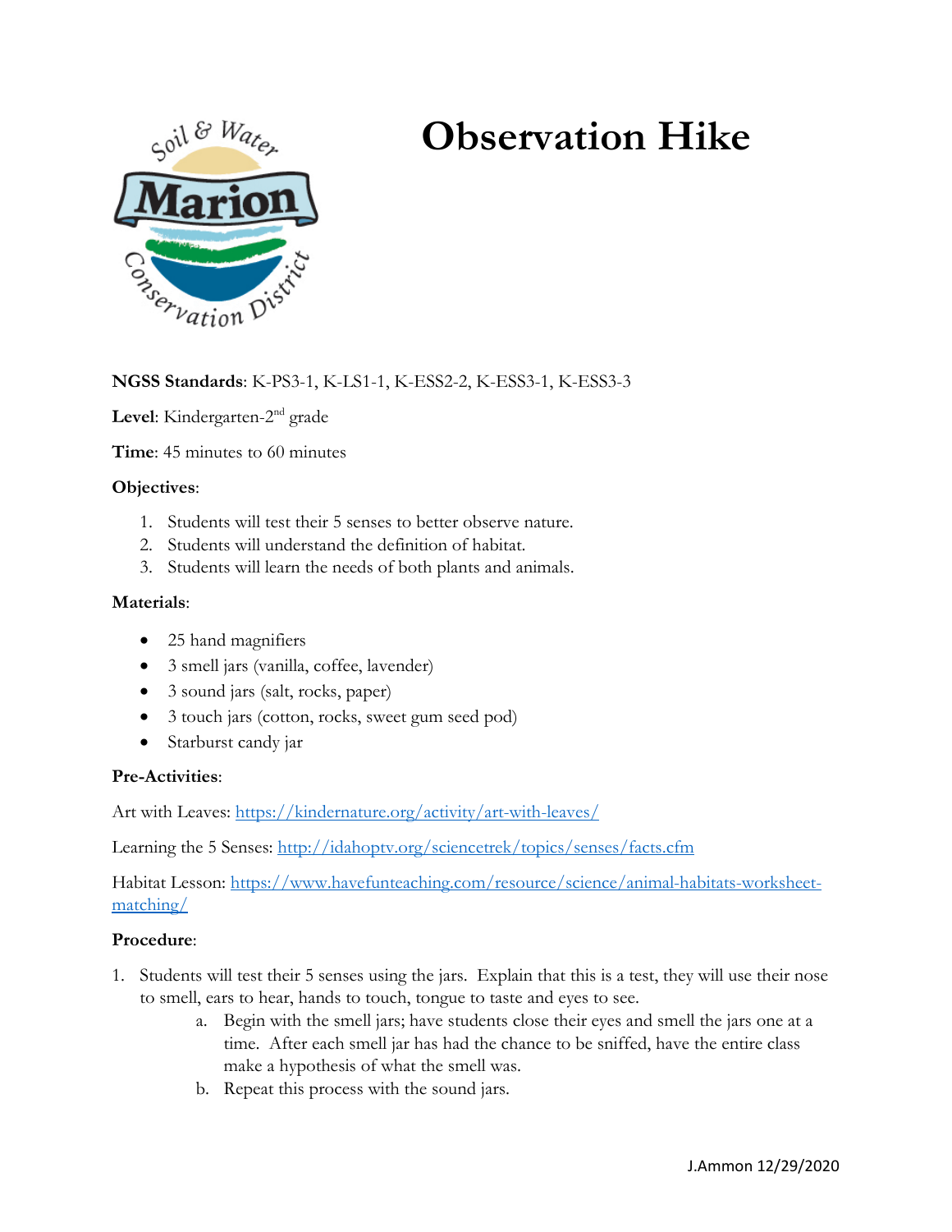# Observation Hike

**NGSS Standards**: K-PS3-1, K-LS1-1, K-ESS2-2, K-ESS3-1, K-ESS3-3

**Level**: Kindergarten-2nd grade

**Time**: 45 minutes to 60 minutes

**Objectives**:

1. Students will test their 5 senses to better observe nature.
2. Students will understand the definition of habitat.
3. Students will learn the needs of both plants and animals.

**Materials**:

- 25 hand magnifiers
- 3 smell jars (vanilla, coffee, lavender)
- 3 sound jars (salt, rocks, paper)
- 3 touch jars (cotton, rocks, sweet gum seed pod)
- Starburst candy jar

**Pre-Activities**:

Art with Leaves: https://kindernature.org/activity/art-with-leaves/

Learning the 5 Senses: http://idahoptv.org/sciencetrek/topics/senses/facts.cfm

Habitat Lesson: https://www.havefunteaching.com/resource/science/animal-habitats-worksheet-matching/

**Procedure**:

1. Students will test their 5 senses using the jars. Explain that this is a test, they will use their nose to smell, ears to hear, hands to touch, tongue to taste and eyes to see.
    a. Begin with the smell jars; have students close their eyes and smell the jars one at a time. After each smell jar has had the chance to be sniffed, have the entire class make a hypothesis of what the smell was.
    b. Repeat this process with the sound jars.

J.Ammon 12/29/2020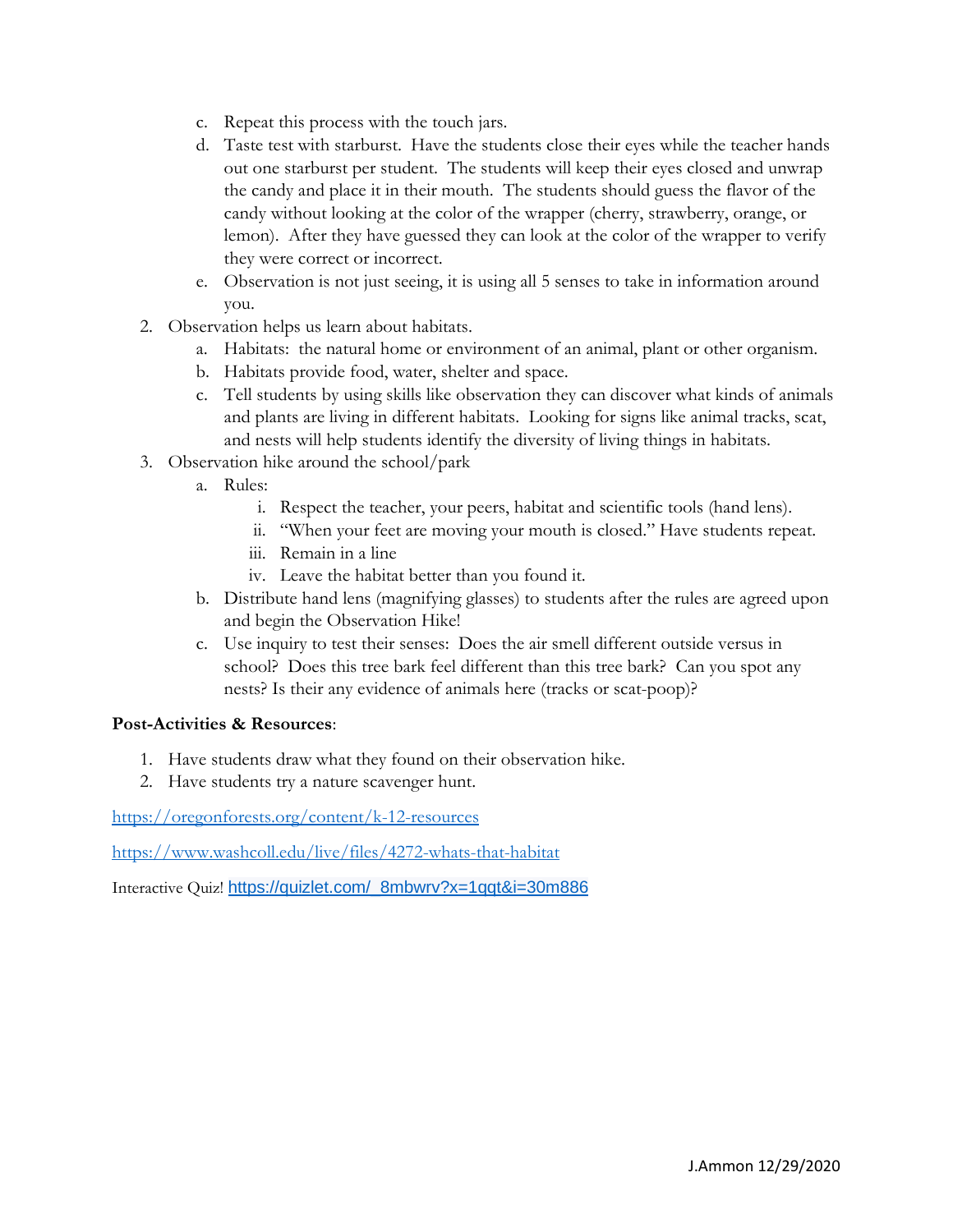c. Repeat this process with the touch jars.
   d. Taste test with starburst. Have the students close their eyes while the teacher hands out one starburst per student. The students will keep their eyes closed and unwrap the candy and place it in their mouth. The students should guess the flavor of the candy without looking at the color of the wrapper (cherry, strawberry, orange, or lemon). After they have guessed they can look at the color of the wrapper to verify they were correct or incorrect.
   e. Observation is not just seeing, it is using all 5 senses to take in information around you.

2. Observation helps us learn about habitats.
   a. Habitats: the natural home or environment of an animal, plant or other organism.
   b. Habitats provide food, water, shelter and space.
   c. Tell students by using skills like observation they can discover what kinds of animals and plants are living in different habitats. Looking for signs like animal tracks, scat, and nests will help students identify the diversity of living things in habitats.
3. Observation hike around the school/park
   a. Rules:
      i. Respect the teacher, your peers, habitat and scientific tools (hand lens).
      ii. "When your feet are moving your mouth is closed." Have students repeat.
      iii. Remain in a line
      iv. Leave the habitat better than you found it.
   b. Distribute hand lens (magnifying glasses) to students after the rules are agreed upon and begin the Observation Hike!
   c. Use inquiry to test their senses: Does the air smell different outside versus in school? Does this tree bark feel different than this tree bark? Can you spot any nests? Is their any evidence of animals here (tracks or scat-poop)?

**Post-Activities & Resources**:

1. Have students draw what they found on their observation hike.
2. Have students try a nature scavenger hunt.

https://oregonforests.org/content/k-12-resources

https://www.washcoll.edu/live/files/4272-whats-that-habitat

Interactive Quiz! https://quizlet.com/_8mbwrv?x=1qqt&i=30m886

J.Ammon 12/29/2020